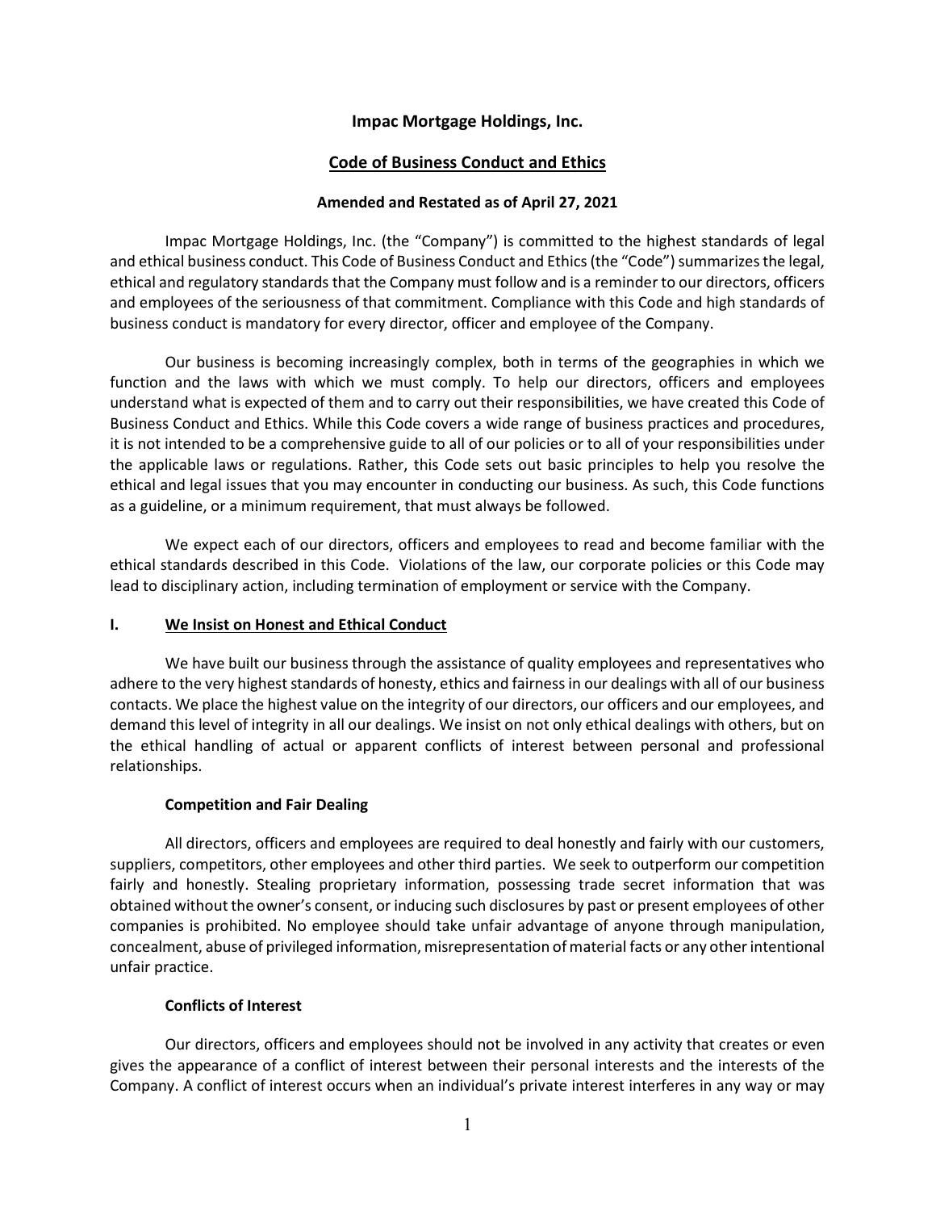# Impac Mortgage Holdings, Inc.

## Code of Business Conduct and Ethics

### Amended and Restated as of April 27, 2021

Impac Mortgage Holdings, Inc. (the "Company") is committed to the highest standards of legal and ethical business conduct. This Code of Business Conduct and Ethics (the "Code") summarizes the legal, ethical and regulatory standards that the Company must follow and is a reminder to our directors, officers and employees of the seriousness of that commitment. Compliance with this Code and high standards of business conduct is mandatory for every director, officer and employee of the Company.

Our business is becoming increasingly complex, both in terms of the geographies in which we function and the laws with which we must comply. To help our directors, officers and employees understand what is expected of them and to carry out their responsibilities, we have created this Code of Business Conduct and Ethics. While this Code covers a wide range of business practices and procedures, it is not intended to be a comprehensive guide to all of our policies or to all of your responsibilities under the applicable laws or regulations. Rather, this Code sets out basic principles to help you resolve the ethical and legal issues that you may encounter in conducting our business. As such, this Code functions as a guideline, or a minimum requirement, that must always be followed.

We expect each of our directors, officers and employees to read and become familiar with the ethical standards described in this Code. Violations of the law, our corporate policies or this Code may lead to disciplinary action, including termination of employment or service with the Company.

## I. We Insist on Honest and Ethical Conduct

We have built our business through the assistance of quality employees and representatives who adhere to the very highest standards of honesty, ethics and fairness in our dealings with all of our business contacts. We place the highest value on the integrity of our directors, our officers and our employees, and demand this level of integrity in all our dealings. We insist on not only ethical dealings with others, but on the ethical handling of actual or apparent conflicts of interest between personal and professional relationships.

### Competition and Fair Dealing

All directors, officers and employees are required to deal honestly and fairly with our customers, suppliers, competitors, other employees and other third parties. We seek to outperform our competition fairly and honestly. Stealing proprietary information, possessing trade secret information that was obtained without the owner's consent, or inducing such disclosures by past or present employees of other companies is prohibited. No employee should take unfair advantage of anyone through manipulation, concealment, abuse of privileged information, misrepresentation of material facts or any other intentional unfair practice.

### Conflicts of Interest

Our directors, officers and employees should not be involved in any activity that creates or even gives the appearance of a conflict of interest between their personal interests and the interests of the Company. A conflict of interest occurs when an individual's private interest interferes in any way or may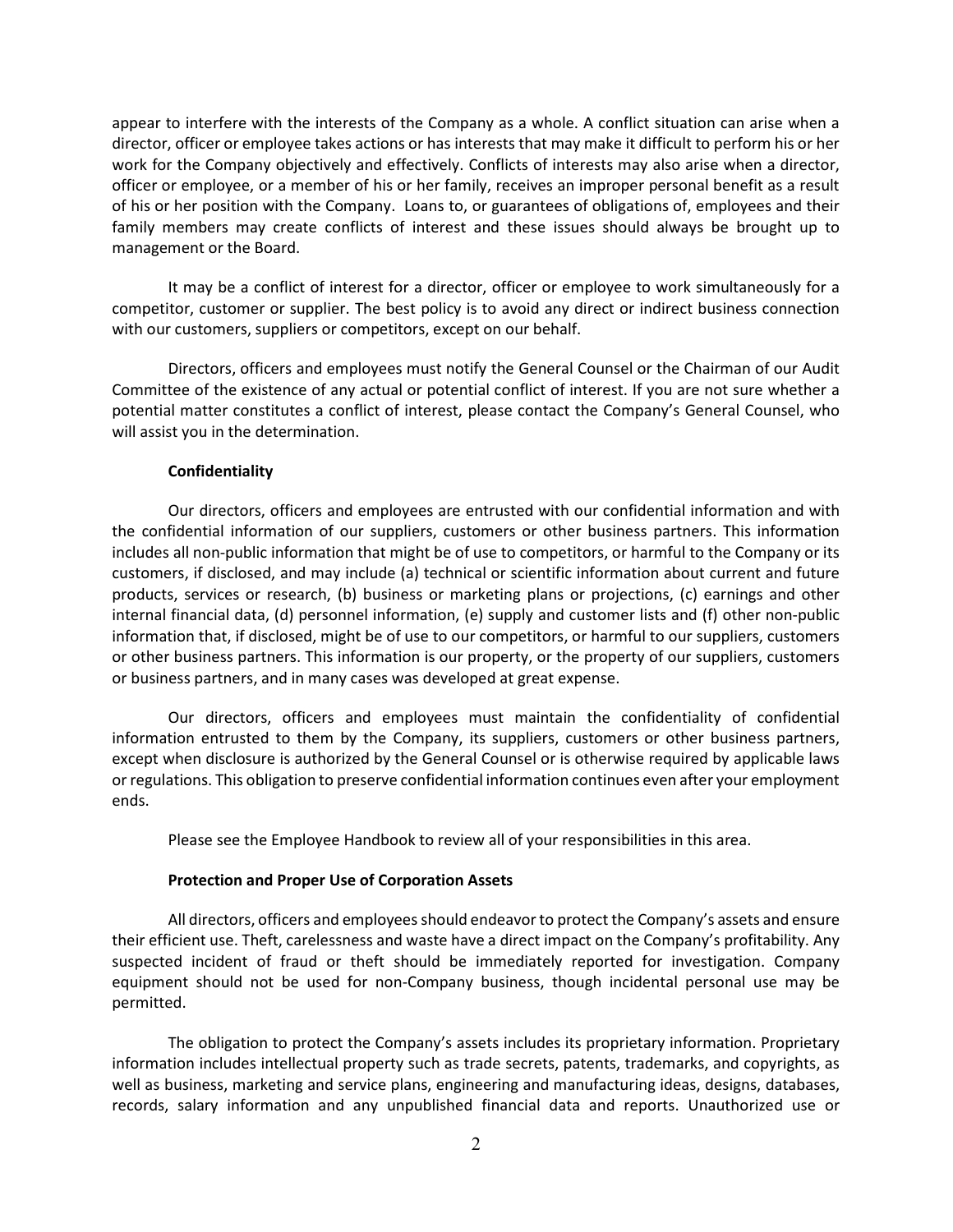appear to interfere with the interests of the Company as a whole. A conflict situation can arise when a director, officer or employee takes actions or has interests that may make it difficult to perform his or her work for the Company objectively and effectively. Conflicts of interests may also arise when a director, officer or employee, or a member of his or her family, receives an improper personal benefit as a result of his or her position with the Company. Loans to, or guarantees of obligations of, employees and their family members may create conflicts of interest and these issues should always be brought up to management or the Board.

It may be a conflict of interest for a director, officer or employee to work simultaneously for a competitor, customer or supplier. The best policy is to avoid any direct or indirect business connection with our customers, suppliers or competitors, except on our behalf.

Directors, officers and employees must notify the General Counsel or the Chairman of our Audit Committee of the existence of any actual or potential conflict of interest. If you are not sure whether a potential matter constitutes a conflict of interest, please contact the Company's General Counsel, who will assist you in the determination.

**Confidentiality**

Our directors, officers and employees are entrusted with our confidential information and with the confidential information of our suppliers, customers or other business partners. This information includes all non-public information that might be of use to competitors, or harmful to the Company or its customers, if disclosed, and may include (a) technical or scientific information about current and future products, services or research, (b) business or marketing plans or projections, (c) earnings and other internal financial data, (d) personnel information, (e) supply and customer lists and (f) other non-public information that, if disclosed, might be of use to our competitors, or harmful to our suppliers, customers or other business partners. This information is our property, or the property of our suppliers, customers or business partners, and in many cases was developed at great expense.

Our directors, officers and employees must maintain the confidentiality of confidential information entrusted to them by the Company, its suppliers, customers or other business partners, except when disclosure is authorized by the General Counsel or is otherwise required by applicable laws or regulations. This obligation to preserve confidential information continues even after your employment ends.

Please see the Employee Handbook to review all of your responsibilities in this area.

**Protection and Proper Use of Corporation Assets**

All directors, officers and employees should endeavor to protect the Company's assets and ensure their efficient use. Theft, carelessness and waste have a direct impact on the Company's profitability. Any suspected incident of fraud or theft should be immediately reported for investigation. Company equipment should not be used for non-Company business, though incidental personal use may be permitted.

The obligation to protect the Company's assets includes its proprietary information. Proprietary information includes intellectual property such as trade secrets, patents, trademarks, and copyrights, as well as business, marketing and service plans, engineering and manufacturing ideas, designs, databases, records, salary information and any unpublished financial data and reports. Unauthorized use or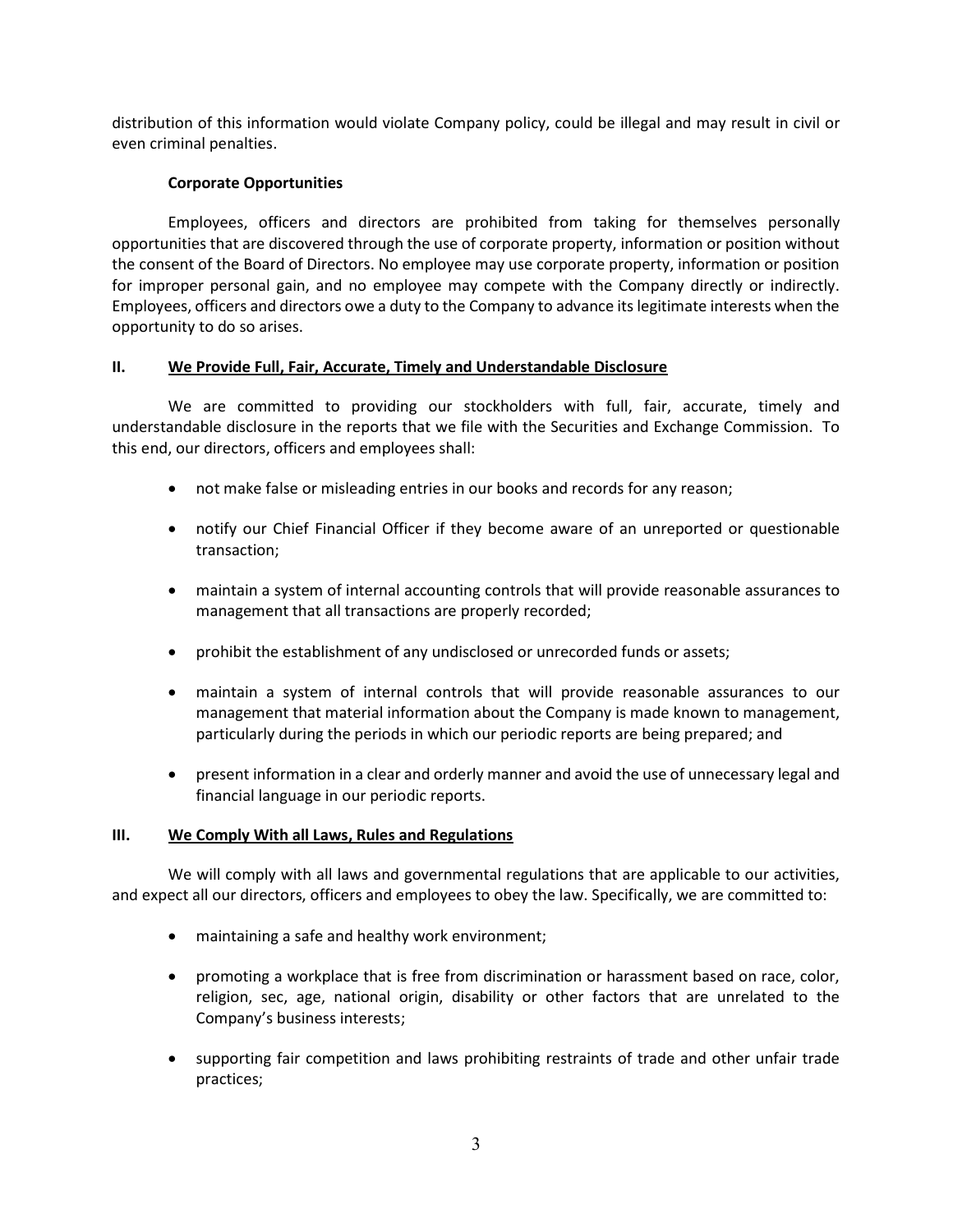distribution of this information would violate Company policy, could be illegal and may result in civil or even criminal penalties.

**Corporate Opportunities**

Employees, officers and directors are prohibited from taking for themselves personally opportunities that are discovered through the use of corporate property, information or position without the consent of the Board of Directors. No employee may use corporate property, information or position for improper personal gain, and no employee may compete with the Company directly or indirectly. Employees, officers and directors owe a duty to the Company to advance its legitimate interests when the opportunity to do so arises.

## II. We Provide Full, Fair, Accurate, Timely and Understandable Disclosure

We are committed to providing our stockholders with full, fair, accurate, timely and understandable disclosure in the reports that we file with the Securities and Exchange Commission. To this end, our directors, officers and employees shall:

- not make false or misleading entries in our books and records for any reason;
- notify our Chief Financial Officer if they become aware of an unreported or questionable transaction;
- maintain a system of internal accounting controls that will provide reasonable assurances to management that all transactions are properly recorded;
- prohibit the establishment of any undisclosed or unrecorded funds or assets;
- maintain a system of internal controls that will provide reasonable assurances to our management that material information about the Company is made known to management, particularly during the periods in which our periodic reports are being prepared; and
- present information in a clear and orderly manner and avoid the use of unnecessary legal and financial language in our periodic reports.

## III. We Comply With all Laws, Rules and Regulations

We will comply with all laws and governmental regulations that are applicable to our activities, and expect all our directors, officers and employees to obey the law. Specifically, we are committed to:

- maintaining a safe and healthy work environment;
- promoting a workplace that is free from discrimination or harassment based on race, color, religion, sec, age, national origin, disability or other factors that are unrelated to the Company's business interests;
- supporting fair competition and laws prohibiting restraints of trade and other unfair trade practices;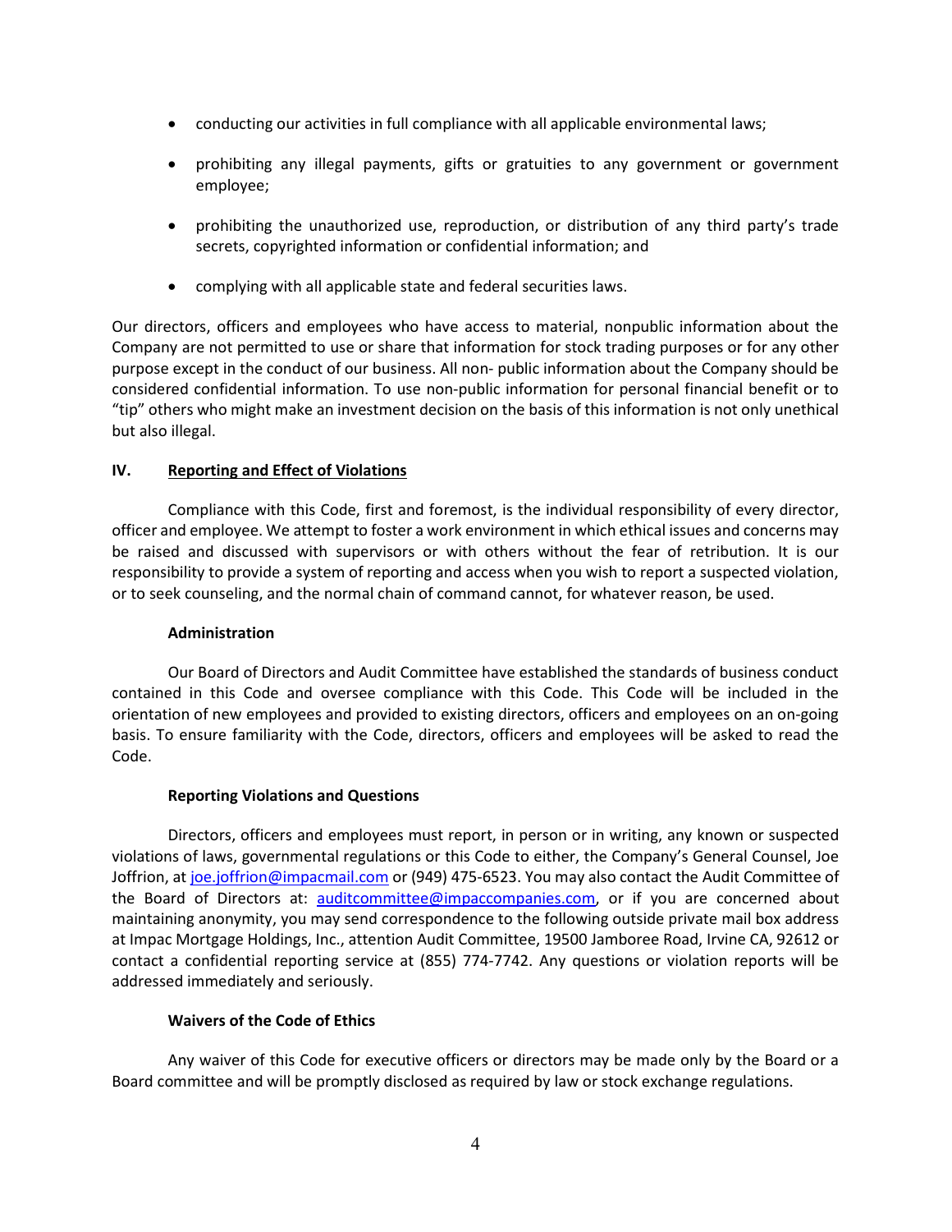- conducting our activities in full compliance with all applicable environmental laws;
- prohibiting any illegal payments, gifts or gratuities to any government or government employee;
- prohibiting the unauthorized use, reproduction, or distribution of any third party's trade secrets, copyrighted information or confidential information; and
- complying with all applicable state and federal securities laws.

Our directors, officers and employees who have access to material, nonpublic information about the Company are not permitted to use or share that information for stock trading purposes or for any other purpose except in the conduct of our business. All non- public information about the Company should be considered confidential information. To use non-public information for personal financial benefit or to "tip" others who might make an investment decision on the basis of this information is not only unethical but also illegal.

## IV. Reporting and Effect of Violations

Compliance with this Code, first and foremost, is the individual responsibility of every director, officer and employee. We attempt to foster a work environment in which ethical issues and concerns may be raised and discussed with supervisors or with others without the fear of retribution. It is our responsibility to provide a system of reporting and access when you wish to report a suspected violation, or to seek counseling, and the normal chain of command cannot, for whatever reason, be used.

### Administration

Our Board of Directors and Audit Committee have established the standards of business conduct contained in this Code and oversee compliance with this Code. This Code will be included in the orientation of new employees and provided to existing directors, officers and employees on an on-going basis. To ensure familiarity with the Code, directors, officers and employees will be asked to read the Code.

### Reporting Violations and Questions

Directors, officers and employees must report, in person or in writing, any known or suspected violations of laws, governmental regulations or this Code to either, the Company's General Counsel, Joe Joffrion, at joe.joffrion@impacmail.com or (949) 475-6523. You may also contact the Audit Committee of the Board of Directors at: auditcommittee@impaccompanies.com, or if you are concerned about maintaining anonymity, you may send correspondence to the following outside private mail box address at Impac Mortgage Holdings, Inc., attention Audit Committee, 19500 Jamboree Road, Irvine CA, 92612 or contact a confidential reporting service at (855) 774-7742. Any questions or violation reports will be addressed immediately and seriously.

### Waivers of the Code of Ethics

Any waiver of this Code for executive officers or directors may be made only by the Board or a Board committee and will be promptly disclosed as required by law or stock exchange regulations.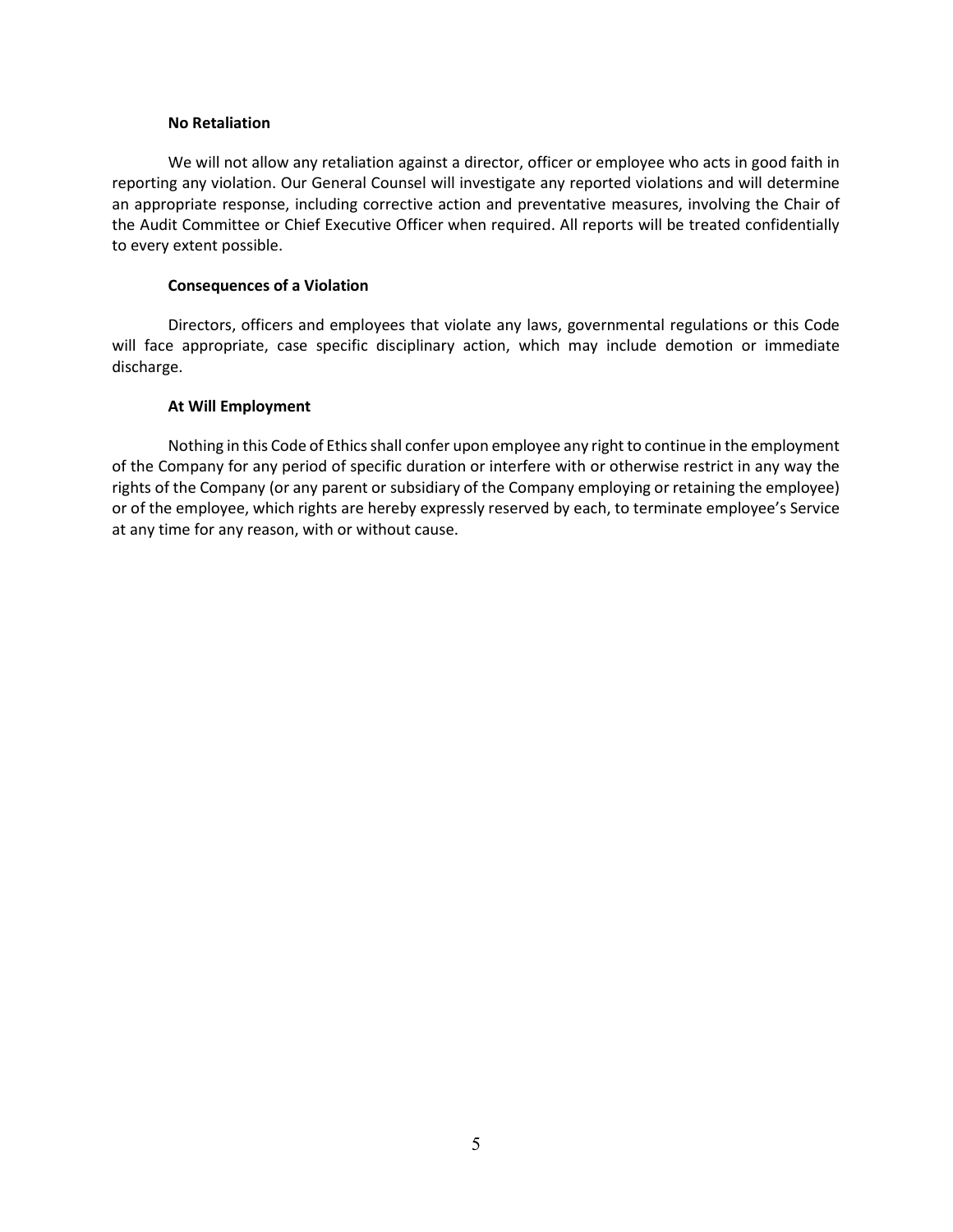**No Retaliation**

We will not allow any retaliation against a director, officer or employee who acts in good faith in reporting any violation. Our General Counsel will investigate any reported violations and will determine an appropriate response, including corrective action and preventative measures, involving the Chair of the Audit Committee or Chief Executive Officer when required. All reports will be treated confidentially to every extent possible.

**Consequences of a Violation**

Directors, officers and employees that violate any laws, governmental regulations or this Code will face appropriate, case specific disciplinary action, which may include demotion or immediate discharge.

**At Will Employment**

Nothing in this Code of Ethics shall confer upon employee any right to continue in the employment of the Company for any period of specific duration or interfere with or otherwise restrict in any way the rights of the Company (or any parent or subsidiary of the Company employing or retaining the employee) or of the employee, which rights are hereby expressly reserved by each, to terminate employee's Service at any time for any reason, with or without cause.